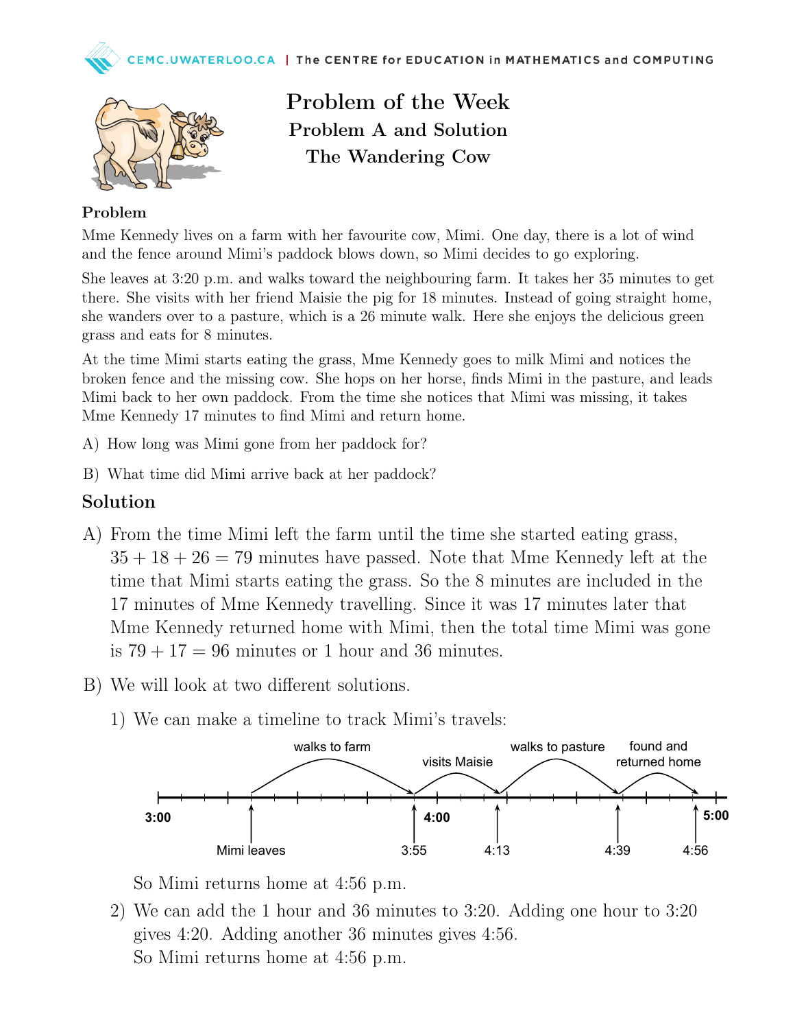# Problem of the Week

## Problem A and Solution

## The Wandering Cow

### Problem

Mme Kennedy lives on a farm with her favourite cow, Mimi. One day, there is a lot of wind and the fence around Mimi's paddock blows down, so Mimi decides to go exploring.

She leaves at 3:20 p.m. and walks toward the neighbouring farm. It takes her 35 minutes to get there. She visits with her friend Maisie the pig for 18 minutes. Instead of going straight home, she wanders over to a pasture, which is a 26 minute walk. Here she enjoys the delicious green grass and eats for 8 minutes.

At the time Mimi starts eating the grass, Mme Kennedy goes to milk Mimi and notices the broken fence and the missing cow. She hops on her horse, finds Mimi in the pasture, and leads Mimi back to her own paddock. From the time she notices that Mimi was missing, it takes Mme Kennedy 17 minutes to find Mimi and return home.

A) How long was Mimi gone from her paddock for?

B) What time did Mimi arrive back at her paddock?

## Solution

A) From the time Mimi left the farm until the time she started eating grass, $35 + 18 + 26 = 79$ minutes have passed. Note that Mme Kennedy left at the time that Mimi starts eating the grass. So the 8 minutes are included in the 17 minutes of Mme Kennedy travelling. Since it was 17 minutes later that Mme Kennedy returned home with Mimi, then the total time Mimi was gone is $79 + 17 = 96$ minutes or 1 hour and 36 minutes.

B) We will look at two different solutions.

1) We can make a timeline to track Mimi's travels:

   Timeline from 3:00 to 5:00: Mimi leaves (3:20) → walks to farm → 3:55 → visits Maisie → 4:13 → walks to pasture → 4:39 → found and returned home → 4:56

   So Mimi returns home at 4:56 p.m.

2) We can add the 1 hour and 36 minutes to 3:20. Adding one hour to 3:20 gives 4:20. Adding another 36 minutes gives 4:56.
   So Mimi returns home at 4:56 p.m.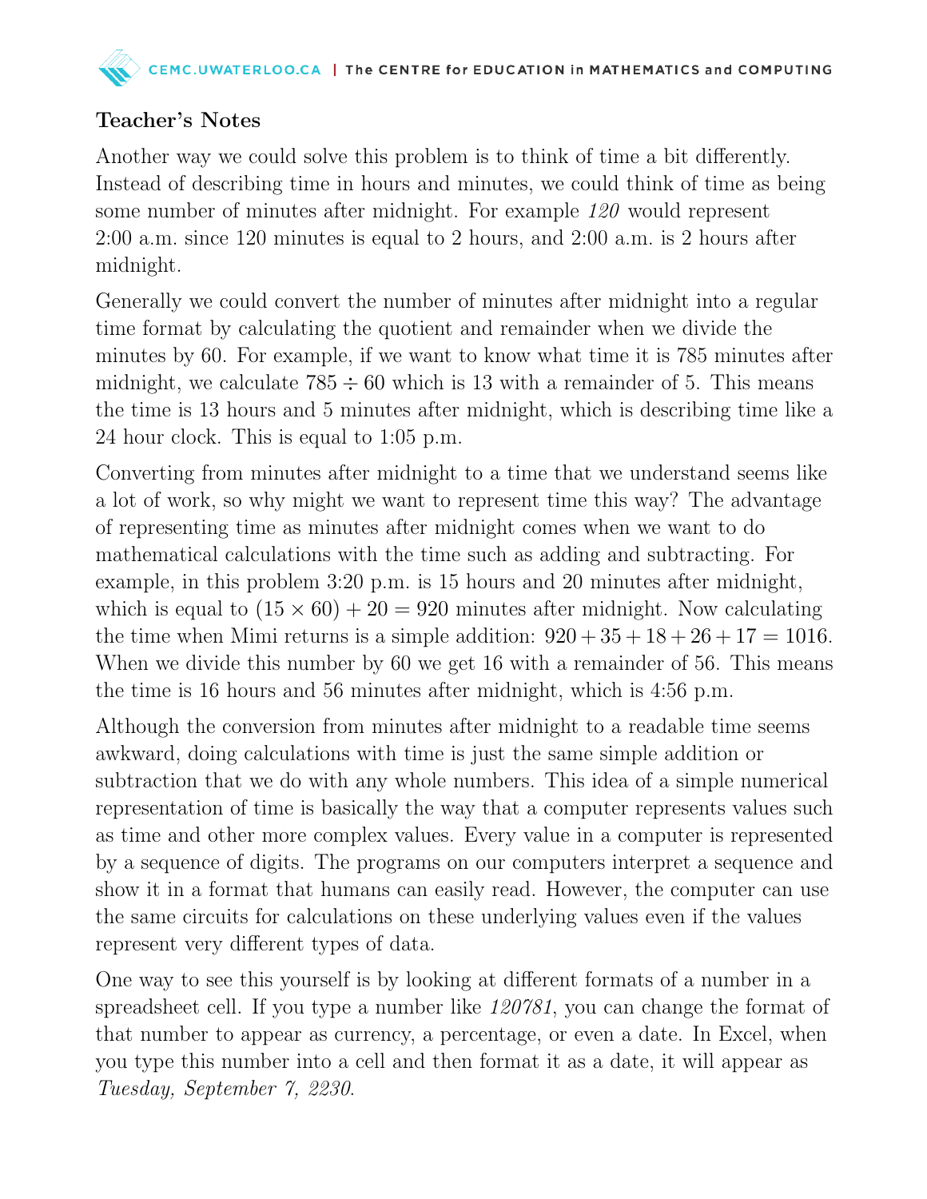**Teacher's Notes**

Another way we could solve this problem is to think of time a bit differently. Instead of describing time in hours and minutes, we could think of time as being some number of minutes after midnight. For example *120* would represent 2:00 a.m. since 120 minutes is equal to 2 hours, and 2:00 a.m. is 2 hours after midnight.

Generally we could convert the number of minutes after midnight into a regular time format by calculating the quotient and remainder when we divide the minutes by 60. For example, if we want to know what time it is 785 minutes after midnight, we calculate $785 \div 60$ which is 13 with a remainder of 5. This means the time is 13 hours and 5 minutes after midnight, which is describing time like a 24 hour clock. This is equal to 1:05 p.m.

Converting from minutes after midnight to a time that we understand seems like a lot of work, so why might we want to represent time this way? The advantage of representing time as minutes after midnight comes when we want to do mathematical calculations with the time such as adding and subtracting. For example, in this problem 3:20 p.m. is 15 hours and 20 minutes after midnight, which is equal to $(15 \times 60) + 20 = 920$ minutes after midnight. Now calculating the time when Mimi returns is a simple addition: $920 + 35 + 18 + 26 + 17 = 1016$. When we divide this number by 60 we get 16 with a remainder of 56. This means the time is 16 hours and 56 minutes after midnight, which is 4:56 p.m.

Although the conversion from minutes after midnight to a readable time seems awkward, doing calculations with time is just the same simple addition or subtraction that we do with any whole numbers. This idea of a simple numerical representation of time is basically the way that a computer represents values such as time and other more complex values. Every value in a computer is represented by a sequence of digits. The programs on our computers interpret a sequence and show it in a format that humans can easily read. However, the computer can use the same circuits for calculations on these underlying values even if the values represent very different types of data.

One way to see this yourself is by looking at different formats of a number in a spreadsheet cell. If you type a number like *120781*, you can change the format of that number to appear as currency, a percentage, or even a date. In Excel, when you type this number into a cell and then format it as a date, it will appear as *Tuesday, September 7, 2230*.